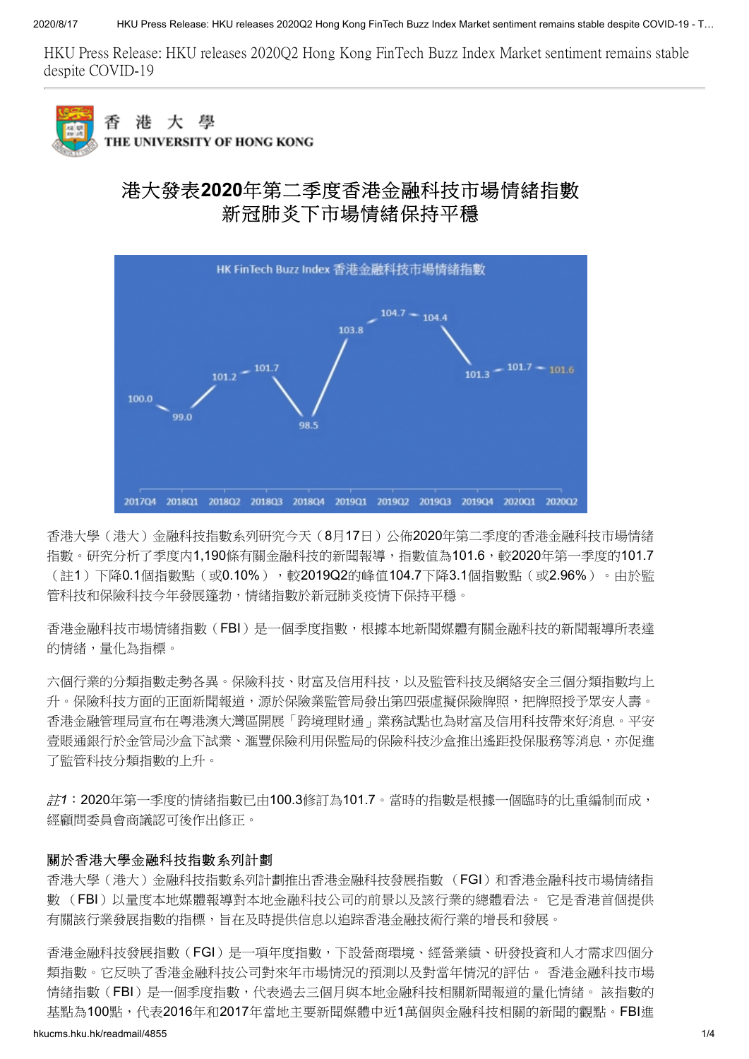HKU Press Release: HKU releases 2020Q2 Hong Kong FinTech Buzz Index Market sentiment remains stable despite COVID-19

香 港 大 學
THE UNIVERSITY OF HONG KONG

# 港大發表2020年第二季度香港金融科技市場情緒指數
# 新冠肺炎下市場情緒保持平穩

HK FinTech Buzz Index 香港金融科技市場情緒指數

| 2017Q4 | 2018Q1 | 2018Q2 | 2018Q3 | 2018Q4 | 2019Q1 | 2019Q2 | 2019Q3 | 2019Q4 | 2020Q1 | 2020Q2 |
|---|---|---|---|---|---|---|---|---|---|---|
| 100.0 | 99.0 | 101.2 | 101.7 | 98.5 | 103.8 | 104.7 | 104.4 | 101.3 | 101.7 | 101.6 |

香港大學（港大）金融科技指數系列研究今天（8月17日）公佈2020年第二季度的香港金融科技市場情緒指數。研究分析了季度內1,190條有關金融科技的新聞報導，指數值為101.6，較2020年第一季度的101.7（註1）下降0.1個指數點（或0.10%），較2019Q2的峰值104.7下降3.1個指數點（或2.96%）。由於監管科技和保險科技今年發展蓬勃，情緒指數於新冠肺炎疫情下保持平穩。

香港金融科技市場情緒指數（FBI）是一個季度指數，根據本地新聞媒體有關金融科技的新聞報導所表達的情緒，量化為指標。

六個行業的分類指數走勢各異。保險科技、財富及信用科技，以及監管科技及網絡安全三個分類指數均上升。保險科技方面的正面新聞報道，源於保險業監管局發出第四張虛擬保險牌照，把牌照授予眾安人壽。香港金融管理局宣布在粵港澳大灣區開展「跨境理財通」業務試點也為財富及信用科技帶來好消息。平安壹賬通銀行於金管局沙盒下試業、滙豐保險利用保監局的保險科技沙盒推出遙距投保服務等消息，亦促進了監管科技分類指數的上升。

*註1*：2020年第一季度的情緒指數已由100.3修訂為101.7。當時的指數是根據一個臨時的比重編制而成，經顧問委員會商議認可後作出修正。

### 關於香港大學金融科技指數系列計劃

香港大學（港大）金融科技指數系列計劃推出香港金融科技發展指數（FGI）和香港金融科技市場情緒指數（FBI）以量度本地媒體報導對本地金融科技公司的前景以及該行業的總體看法。 它是香港首個提供有關該行業發展指數的指標，旨在及時提供信息以追踪香港金融技術行業的增長和發展。

香港金融科技發展指數（FGI）是一項年度指數，下設營商環境、經營業績、研發投資和人才需求四個分類指數。它反映了香港金融科技公司對來年市場情況的預測以及對當年情況的評估。 香港金融科技市場情緒指數（FBI）是一個季度指數，代表過去三個月與本地金融科技相關新聞報道的量化情緒。 該指數的基點為100點，代表2016年和2017年當地主要新聞媒體中近1萬個與金融科技相關的新聞的觀點。FBI進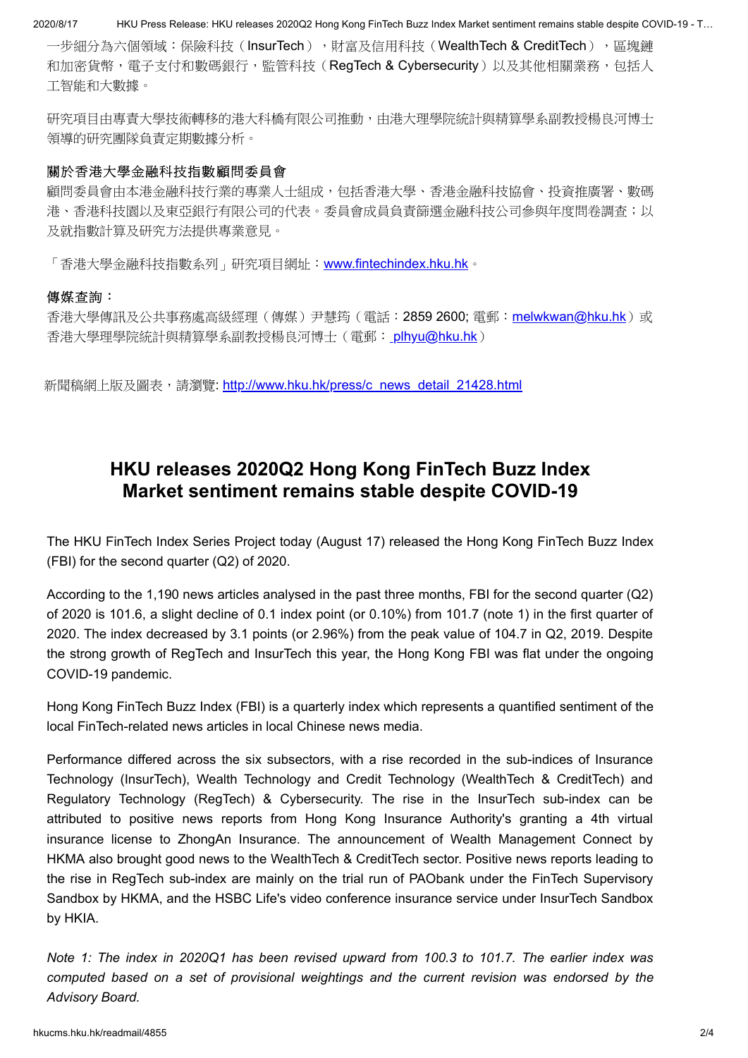一步細分為六個領域：保險科技（InsurTech），財富及信用科技（WealthTech & CreditTech），區塊鏈和加密貨幣，電子支付和數碼銀行，監管科技（RegTech & Cybersecurity）以及其他相關業務，包括人工智能和大數據。

研究項目由專責大學技術轉移的港大科橋有限公司推動，由港大理學院統計與精算學系副教授楊良河博士領導的研究團隊負責定期數據分析。

**關於香港大學金融科技指數顧問委員會**

顧問委員會由本港金融科技行業的專業人士組成，包括香港大學、香港金融科技協會、投資推廣署、數碼港、香港科技園以及東亞銀行有限公司的代表。委員會成員負責篩選金融科技公司參與年度問卷調查；以及就指數計算及研究方法提供專業意見。

「香港大學金融科技指數系列」研究項目網址：[www.fintechindex.hku.hk](http://www.fintechindex.hku.hk)。

**傳媒查詢：**

香港大學傳訊及公共事務處高級經理（傳媒）尹慧筠（電話：2859 2600; 電郵：[melwkwan@hku.hk](mailto:melwkwan@hku.hk)）或香港大學理學院統計與精算學系副教授楊良河博士（電郵：[plhyu@hku.hk](mailto:plhyu@hku.hk)）

新聞稿網上版及圖表，請瀏覽: [http://www.hku.hk/press/c_news_detail_21428.html](http://www.hku.hk/press/c_news_detail_21428.html)

# HKU releases 2020Q2 Hong Kong FinTech Buzz Index Market sentiment remains stable despite COVID-19

The HKU FinTech Index Series Project today (August 17) released the Hong Kong FinTech Buzz Index (FBI) for the second quarter (Q2) of 2020.

According to the 1,190 news articles analysed in the past three months, FBI for the second quarter (Q2) of 2020 is 101.6, a slight decline of 0.1 index point (or 0.10%) from 101.7 (note 1) in the first quarter of 2020. The index decreased by 3.1 points (or 2.96%) from the peak value of 104.7 in Q2, 2019. Despite the strong growth of RegTech and InsurTech this year, the Hong Kong FBI was flat under the ongoing COVID-19 pandemic.

Hong Kong FinTech Buzz Index (FBI) is a quarterly index which represents a quantified sentiment of the local FinTech-related news articles in local Chinese news media.

Performance differed across the six subsectors, with a rise recorded in the sub-indices of Insurance Technology (InsurTech), Wealth Technology and Credit Technology (WealthTech & CreditTech) and Regulatory Technology (RegTech) & Cybersecurity. The rise in the InsurTech sub-index can be attributed to positive news reports from Hong Kong Insurance Authority's granting a 4th virtual insurance license to ZhongAn Insurance. The announcement of Wealth Management Connect by HKMA also brought good news to the WealthTech & CreditTech sector. Positive news reports leading to the rise in RegTech sub-index are mainly on the trial run of PAObank under the FinTech Supervisory Sandbox by HKMA, and the HSBC Life's video conference insurance service under InsurTech Sandbox by HKIA.

*Note 1: The index in 2020Q1 has been revised upward from 100.3 to 101.7. The earlier index was computed based on a set of provisional weightings and the current revision was endorsed by the Advisory Board.*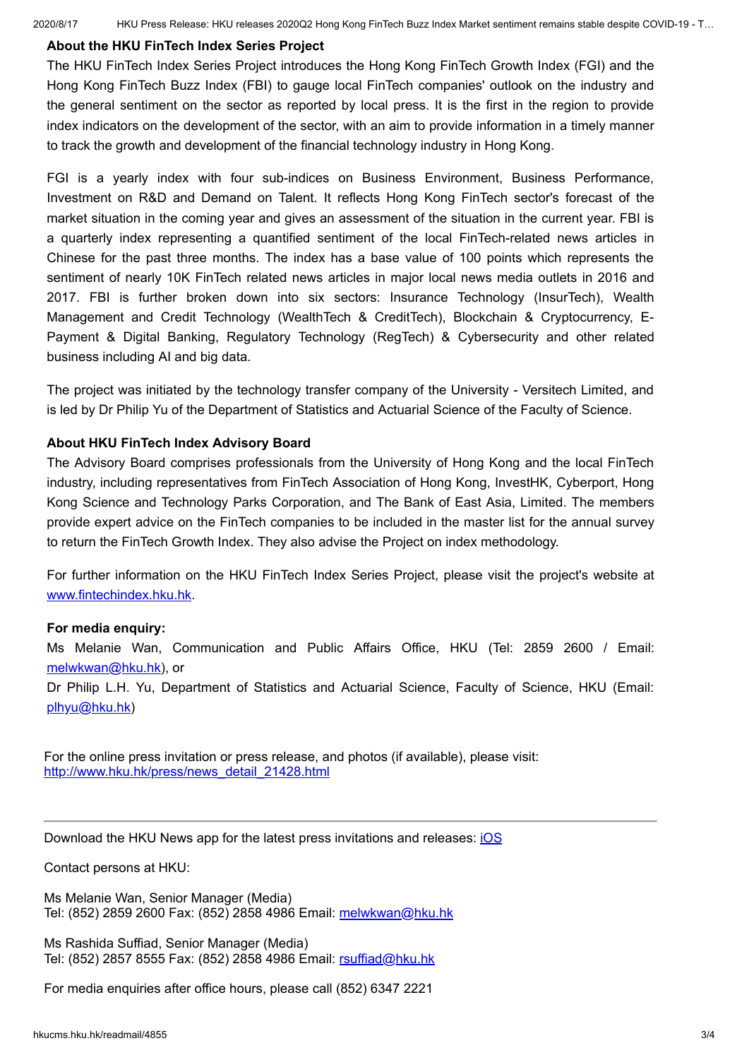### About the HKU FinTech Index Series Project

The HKU FinTech Index Series Project introduces the Hong Kong FinTech Growth Index (FGI) and the Hong Kong FinTech Buzz Index (FBI) to gauge local FinTech companies' outlook on the industry and the general sentiment on the sector as reported by local press. It is the first in the region to provide index indicators on the development of the sector, with an aim to provide information in a timely manner to track the growth and development of the financial technology industry in Hong Kong.

FGI is a yearly index with four sub-indices on Business Environment, Business Performance, Investment on R&D and Demand on Talent. It reflects Hong Kong FinTech sector's forecast of the market situation in the coming year and gives an assessment of the situation in the current year. FBI is a quarterly index representing a quantified sentiment of the local FinTech-related news articles in Chinese for the past three months. The index has a base value of 100 points which represents the sentiment of nearly 10K FinTech related news articles in major local news media outlets in 2016 and 2017. FBI is further broken down into six sectors: Insurance Technology (InsurTech), Wealth Management and Credit Technology (WealthTech & CreditTech), Blockchain & Cryptocurrency, E-Payment & Digital Banking, Regulatory Technology (RegTech) & Cybersecurity and other related business including AI and big data.

The project was initiated by the technology transfer company of the University - Versitech Limited, and is led by Dr Philip Yu of the Department of Statistics and Actuarial Science of the Faculty of Science.

### About HKU FinTech Index Advisory Board

The Advisory Board comprises professionals from the University of Hong Kong and the local FinTech industry, including representatives from FinTech Association of Hong Kong, InvestHK, Cyberport, Hong Kong Science and Technology Parks Corporation, and The Bank of East Asia, Limited. The members provide expert advice on the FinTech companies to be included in the master list for the annual survey to return the FinTech Growth Index. They also advise the Project on index methodology.

For further information on the HKU FinTech Index Series Project, please visit the project's website at [www.fintechindex.hku.hk](http://www.fintechindex.hku.hk).

**For media enquiry:**

Ms Melanie Wan, Communication and Public Affairs Office, HKU (Tel: 2859 2600 / Email: [melwkwan@hku.hk](mailto:melwkwan@hku.hk)), or
Dr Philip L.H. Yu, Department of Statistics and Actuarial Science, Faculty of Science, HKU (Email: [plhyu@hku.hk](mailto:plhyu@hku.hk))

For the online press invitation or press release, and photos (if available), please visit:
[http://www.hku.hk/press/news_detail_21428.html](http://www.hku.hk/press/news_detail_21428.html)

---

Download the HKU News app for the latest press invitations and releases: iOS

Contact persons at HKU:

Ms Melanie Wan, Senior Manager (Media)
Tel: (852) 2859 2600 Fax: (852) 2858 4986 Email: [melwkwan@hku.hk](mailto:melwkwan@hku.hk)

Ms Rashida Suffiad, Senior Manager (Media)
Tel: (852) 2857 8555 Fax: (852) 2858 4986 Email: [rsuffiad@hku.hk](mailto:rsuffiad@hku.hk)

For media enquiries after office hours, please call (852) 6347 2221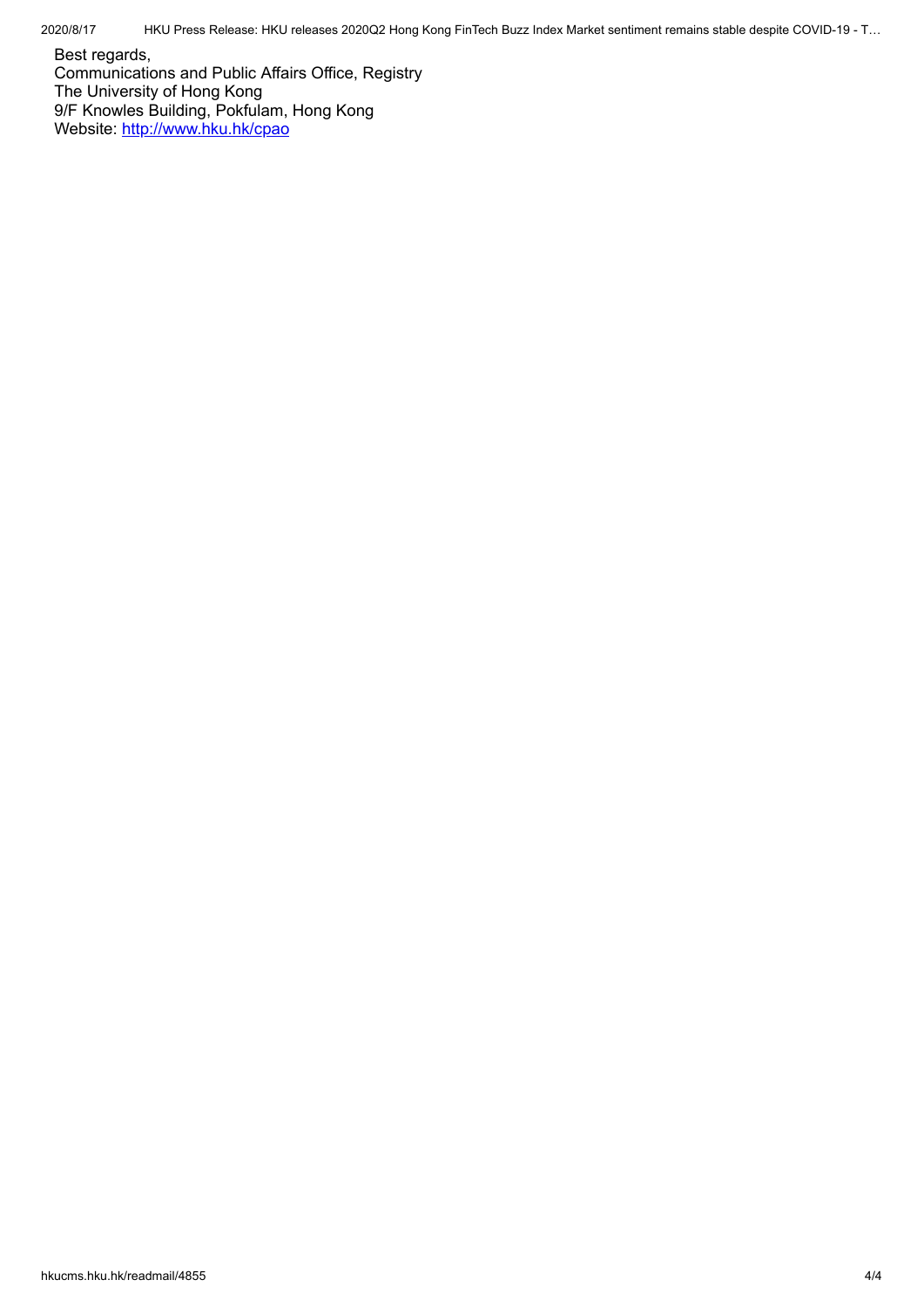Best regards,
Communications and Public Affairs Office, Registry
The University of Hong Kong
9/F Knowles Building, Pokfulam, Hong Kong
Website: [http://www.hku.hk/cpao](http://www.hku.hk/cpao)